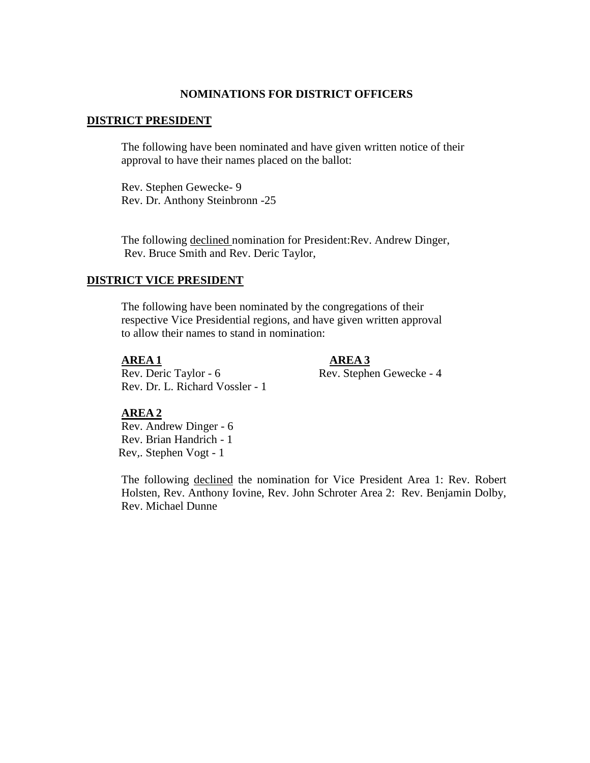# NOMINATIONS FOR DISTRICT OFFICERS

## DISTRICT PRESIDENT

The following have been nominated and have given written notice of their approval to have their names placed on the ballot:

Rev. Stephen Gewecke- 9
Rev. Dr. Anthony Steinbronn -25

The following declined nomination for President:Rev. Andrew Dinger, Rev. Bruce Smith and Rev. Deric Taylor,

## DISTRICT VICE PRESIDENT

The following have been nominated by the congregations of their respective Vice Presidential regions, and have given written approval to allow their names to stand in nomination:

### AREA 1

Rev. Deric Taylor - 6
Rev. Dr. L. Richard Vossler - 1

### AREA 2

Rev. Andrew Dinger - 6
Rev. Brian Handrich - 1
Rev,. Stephen Vogt - 1

### AREA 3

Rev. Stephen Gewecke - 4

The following declined the nomination for Vice President Area 1: Rev. Robert Holsten, Rev. Anthony Iovine, Rev. John Schroter Area 2: Rev. Benjamin Dolby, Rev. Michael Dunne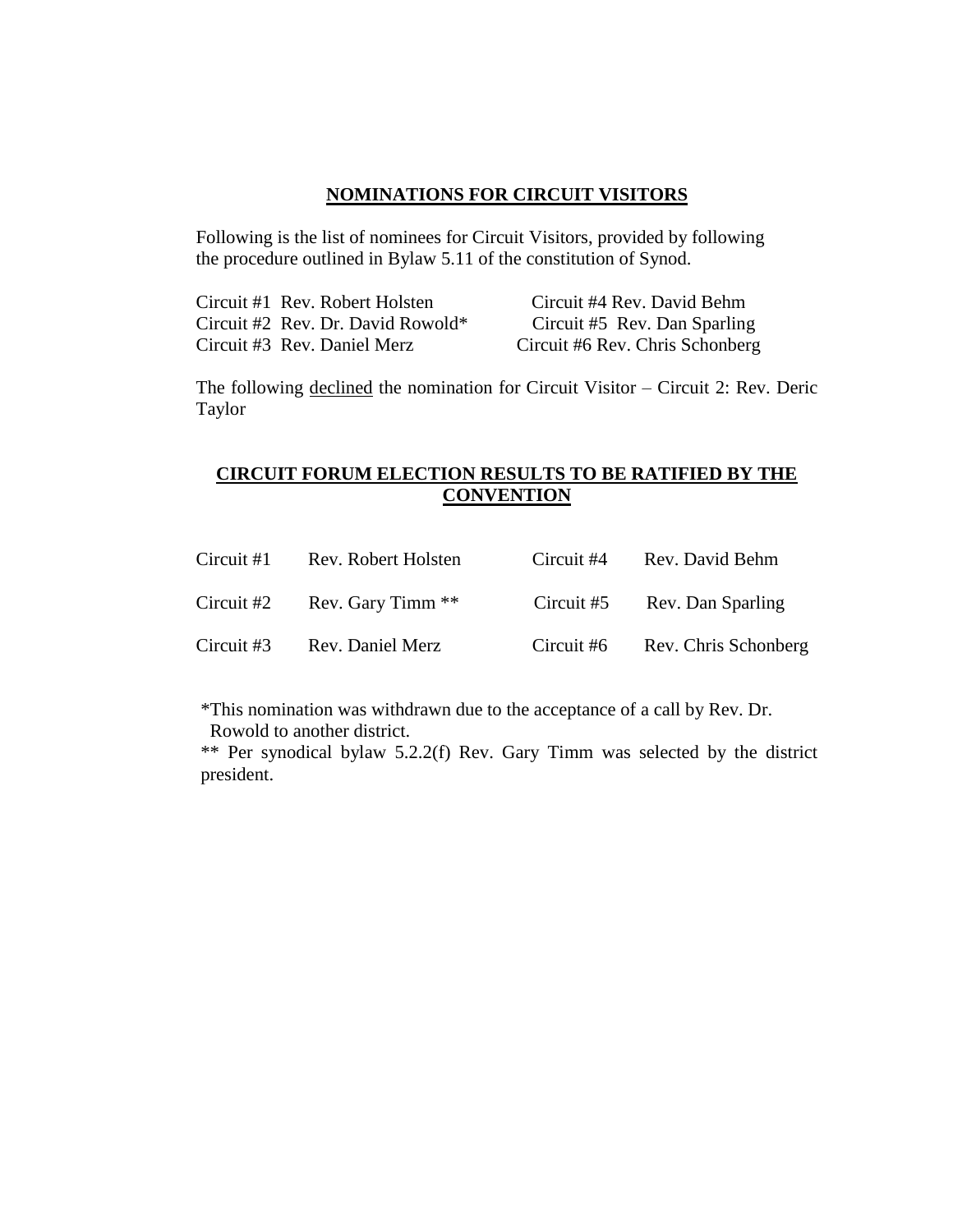## NOMINATIONS FOR CIRCUIT VISITORS

Following is the list of nominees for Circuit Visitors, provided by following the procedure outlined in Bylaw 5.11 of the constitution of Synod.

| | |
|---|---|
| Circuit #1 Rev. Robert Holsten | Circuit #4 Rev. David Behm |
| Circuit #2 Rev. Dr. David Rowold* | Circuit #5 Rev. Dan Sparling |
| Circuit #3 Rev. Daniel Merz | Circuit #6 Rev. Chris Schonberg |

The following declined the nomination for Circuit Visitor – Circuit 2: Rev. Deric Taylor

## CIRCUIT FORUM ELECTION RESULTS TO BE RATIFIED BY THE CONVENTION

| | | | |
|---|---|---|---|
| Circuit #1 | Rev. Robert Holsten | Circuit #4 | Rev. David Behm |
| Circuit #2 | Rev. Gary Timm ** | Circuit #5 | Rev. Dan Sparling |
| Circuit #3 | Rev. Daniel Merz | Circuit #6 | Rev. Chris Schonberg |

*This nomination was withdrawn due to the acceptance of a call by Rev. Dr. Rowold to another district.

** Per synodical bylaw 5.2.2(f) Rev. Gary Timm was selected by the district president.